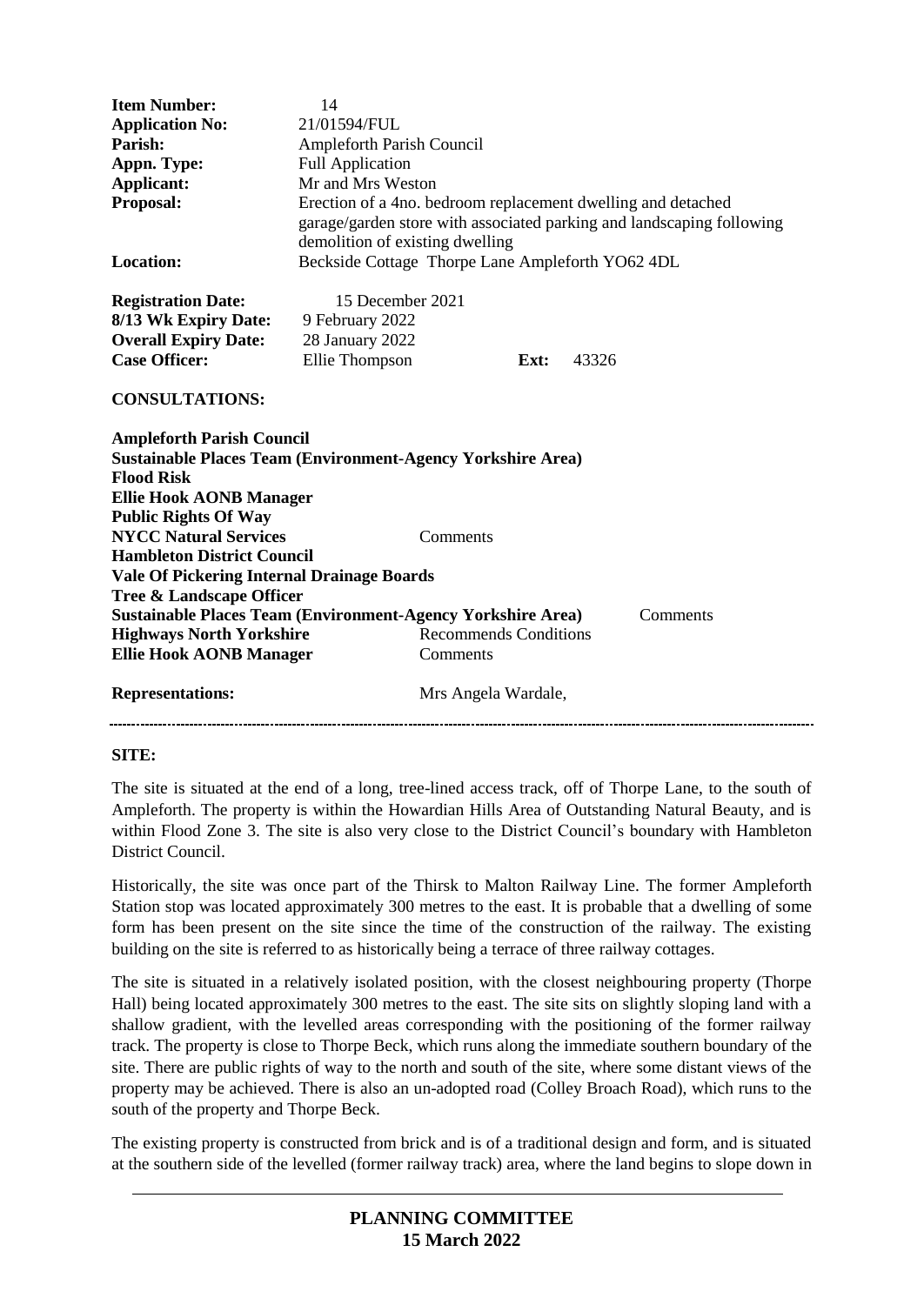| | |
|---|---|
| **Item Number:** | 14 |
| **Application No:** | 21/01594/FUL |
| **Parish:** | Ampleforth Parish Council |
| **Appn. Type:** | Full Application |
| **Applicant:** | Mr and Mrs Weston |
| **Proposal:** | Erection of a 4no. bedroom replacement dwelling and detached garage/garden store with associated parking and landscaping following demolition of existing dwelling |
| **Location:** | Beckside Cottage Thorpe Lane Ampleforth YO62 4DL |

| | | | |
|---|---|---|---|
| **Registration Date:** | 15 December 2021 | | |
| **8/13 Wk Expiry Date:** | 9 February 2022 | | |
| **Overall Expiry Date:** | 28 January 2022 | | |
| **Case Officer:** | Ellie Thompson | **Ext:** | 43326 |

**CONSULTATIONS:**

| | |
|---|---|
| **Ampleforth Parish Council** | |
| **Sustainable Places Team (Environment-Agency Yorkshire Area)** | |
| **Flood Risk** | |
| **Ellie Hook AONB Manager** | |
| **Public Rights Of Way** | |
| **NYCC Natural Services** | Comments |
| **Hambleton District Council** | |
| **Vale Of Pickering Internal Drainage Boards** | |
| **Tree & Landscape Officer** | |
| **Sustainable Places Team (Environment-Agency Yorkshire Area)** | Comments |
| **Highways North Yorkshire** | Recommends Conditions |
| **Ellie Hook AONB Manager** | Comments |

**Representations:** Mrs Angela Wardale,

---

**SITE:**

The site is situated at the end of a long, tree-lined access track, off of Thorpe Lane, to the south of Ampleforth. The property is within the Howardian Hills Area of Outstanding Natural Beauty, and is within Flood Zone 3. The site is also very close to the District Council's boundary with Hambleton District Council.

Historically, the site was once part of the Thirsk to Malton Railway Line. The former Ampleforth Station stop was located approximately 300 metres to the east. It is probable that a dwelling of some form has been present on the site since the time of the construction of the railway. The existing building on the site is referred to as historically being a terrace of three railway cottages.

The site is situated in a relatively isolated position, with the closest neighbouring property (Thorpe Hall) being located approximately 300 metres to the east. The site sits on slightly sloping land with a shallow gradient, with the levelled areas corresponding with the positioning of the former railway track. The property is close to Thorpe Beck, which runs along the immediate southern boundary of the site. There are public rights of way to the north and south of the site, where some distant views of the property may be achieved. There is also an un-adopted road (Colley Broach Road), which runs to the south of the property and Thorpe Beck.

The existing property is constructed from brick and is of a traditional design and form, and is situated at the southern side of the levelled (former railway track) area, where the land begins to slope down in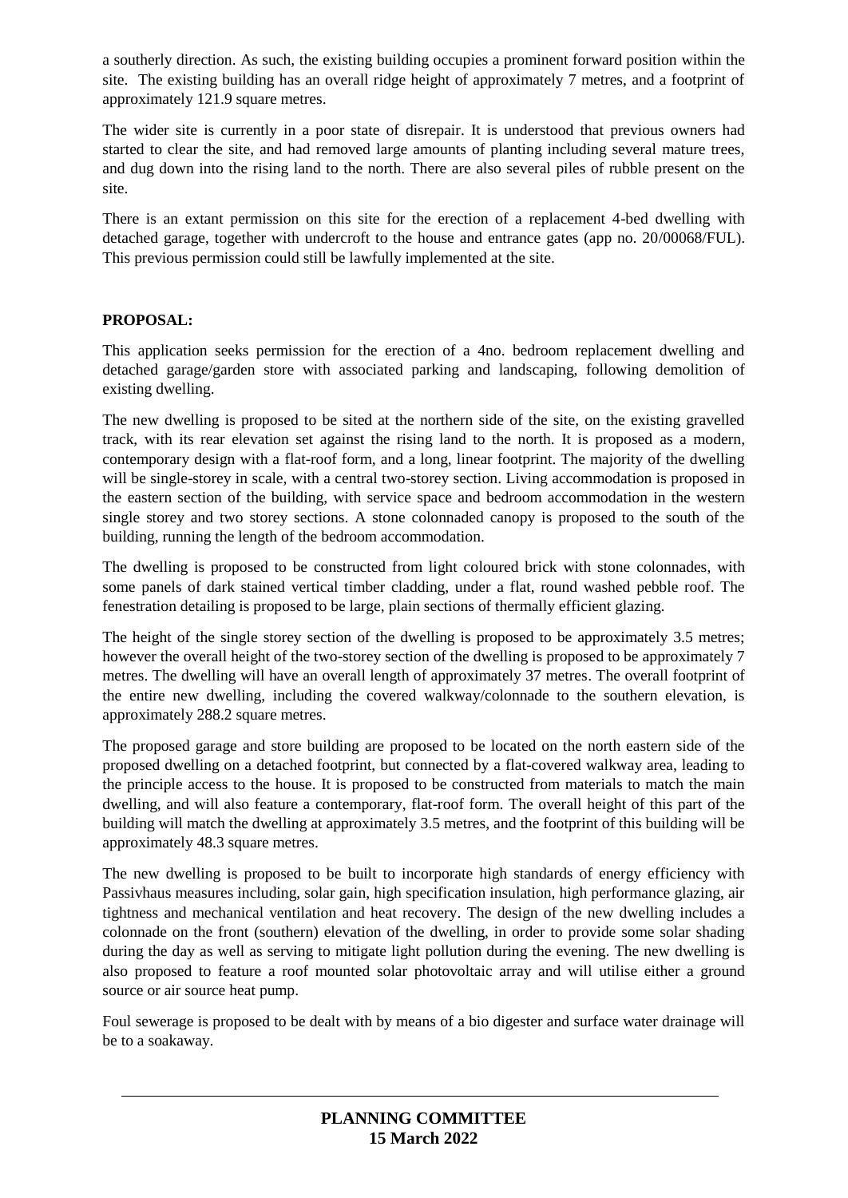a southerly direction. As such, the existing building occupies a prominent forward position within the site. The existing building has an overall ridge height of approximately 7 metres, and a footprint of approximately 121.9 square metres.

The wider site is currently in a poor state of disrepair. It is understood that previous owners had started to clear the site, and had removed large amounts of planting including several mature trees, and dug down into the rising land to the north. There are also several piles of rubble present on the site.

There is an extant permission on this site for the erection of a replacement 4-bed dwelling with detached garage, together with undercroft to the house and entrance gates (app no. 20/00068/FUL). This previous permission could still be lawfully implemented at the site.

**PROPOSAL:**

This application seeks permission for the erection of a 4no. bedroom replacement dwelling and detached garage/garden store with associated parking and landscaping, following demolition of existing dwelling.

The new dwelling is proposed to be sited at the northern side of the site, on the existing gravelled track, with its rear elevation set against the rising land to the north. It is proposed as a modern, contemporary design with a flat-roof form, and a long, linear footprint. The majority of the dwelling will be single-storey in scale, with a central two-storey section. Living accommodation is proposed in the eastern section of the building, with service space and bedroom accommodation in the western single storey and two storey sections. A stone colonnaded canopy is proposed to the south of the building, running the length of the bedroom accommodation.

The dwelling is proposed to be constructed from light coloured brick with stone colonnades, with some panels of dark stained vertical timber cladding, under a flat, round washed pebble roof. The fenestration detailing is proposed to be large, plain sections of thermally efficient glazing.

The height of the single storey section of the dwelling is proposed to be approximately 3.5 metres; however the overall height of the two-storey section of the dwelling is proposed to be approximately 7 metres. The dwelling will have an overall length of approximately 37 metres. The overall footprint of the entire new dwelling, including the covered walkway/colonnade to the southern elevation, is approximately 288.2 square metres.

The proposed garage and store building are proposed to be located on the north eastern side of the proposed dwelling on a detached footprint, but connected by a flat-covered walkway area, leading to the principle access to the house. It is proposed to be constructed from materials to match the main dwelling, and will also feature a contemporary, flat-roof form. The overall height of this part of the building will match the dwelling at approximately 3.5 metres, and the footprint of this building will be approximately 48.3 square metres.

The new dwelling is proposed to be built to incorporate high standards of energy efficiency with Passivhaus measures including, solar gain, high specification insulation, high performance glazing, air tightness and mechanical ventilation and heat recovery. The design of the new dwelling includes a colonnade on the front (southern) elevation of the dwelling, in order to provide some solar shading during the day as well as serving to mitigate light pollution during the evening. The new dwelling is also proposed to feature a roof mounted solar photovoltaic array and will utilise either a ground source or air source heat pump.

Foul sewerage is proposed to be dealt with by means of a bio digester and surface water drainage will be to a soakaway.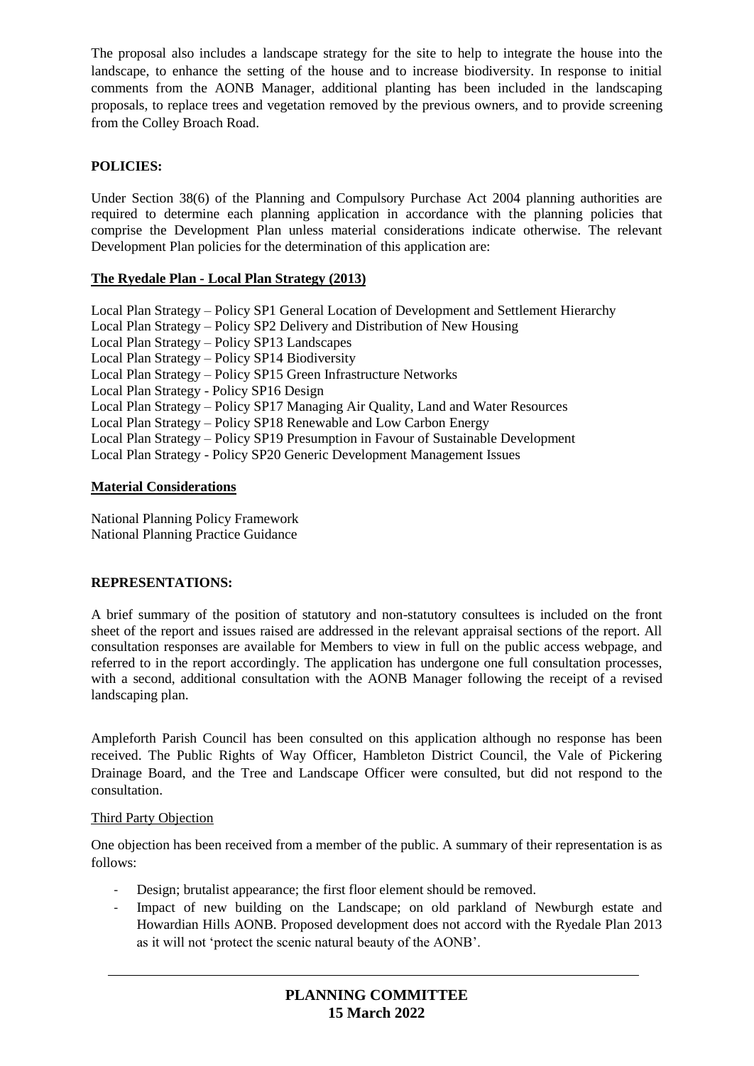The proposal also includes a landscape strategy for the site to help to integrate the house into the landscape, to enhance the setting of the house and to increase biodiversity. In response to initial comments from the AONB Manager, additional planting has been included in the landscaping proposals, to replace trees and vegetation removed by the previous owners, and to provide screening from the Colley Broach Road.

**POLICIES:**

Under Section 38(6) of the Planning and Compulsory Purchase Act 2004 planning authorities are required to determine each planning application in accordance with the planning policies that comprise the Development Plan unless material considerations indicate otherwise. The relevant Development Plan policies for the determination of this application are:

**The Ryedale Plan - Local Plan Strategy (2013)**

Local Plan Strategy – Policy SP1 General Location of Development and Settlement Hierarchy
Local Plan Strategy – Policy SP2 Delivery and Distribution of New Housing
Local Plan Strategy – Policy SP13 Landscapes
Local Plan Strategy – Policy SP14 Biodiversity
Local Plan Strategy – Policy SP15 Green Infrastructure Networks
Local Plan Strategy - Policy SP16 Design
Local Plan Strategy – Policy SP17 Managing Air Quality, Land and Water Resources
Local Plan Strategy – Policy SP18 Renewable and Low Carbon Energy
Local Plan Strategy – Policy SP19 Presumption in Favour of Sustainable Development
Local Plan Strategy - Policy SP20 Generic Development Management Issues

**Material Considerations**

National Planning Policy Framework
National Planning Practice Guidance

**REPRESENTATIONS:**

A brief summary of the position of statutory and non-statutory consultees is included on the front sheet of the report and issues raised are addressed in the relevant appraisal sections of the report. All consultation responses are available for Members to view in full on the public access webpage, and referred to in the report accordingly. The application has undergone one full consultation processes, with a second, additional consultation with the AONB Manager following the receipt of a revised landscaping plan.

Ampleforth Parish Council has been consulted on this application although no response has been received. The Public Rights of Way Officer, Hambleton District Council, the Vale of Pickering Drainage Board, and the Tree and Landscape Officer were consulted, but did not respond to the consultation.

Third Party Objection

One objection has been received from a member of the public. A summary of their representation is as follows:

- Design; brutalist appearance; the first floor element should be removed.
- Impact of new building on the Landscape; on old parkland of Newburgh estate and Howardian Hills AONB. Proposed development does not accord with the Ryedale Plan 2013 as it will not 'protect the scenic natural beauty of the AONB'.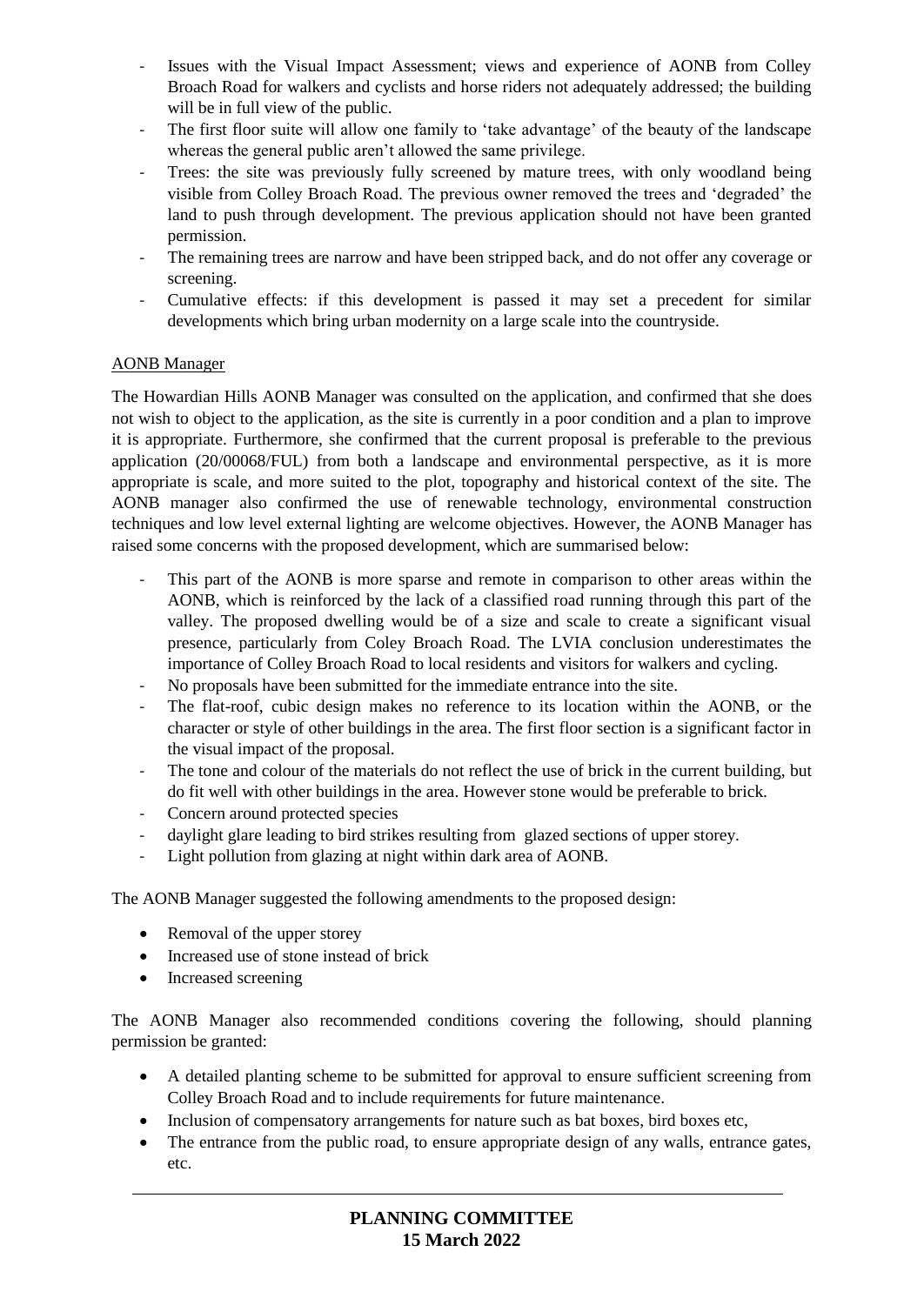- Issues with the Visual Impact Assessment; views and experience of AONB from Colley Broach Road for walkers and cyclists and horse riders not adequately addressed; the building will be in full view of the public.
- The first floor suite will allow one family to 'take advantage' of the beauty of the landscape whereas the general public aren't allowed the same privilege.
- Trees: the site was previously fully screened by mature trees, with only woodland being visible from Colley Broach Road. The previous owner removed the trees and 'degraded' the land to push through development. The previous application should not have been granted permission.
- The remaining trees are narrow and have been stripped back, and do not offer any coverage or screening.
- Cumulative effects: if this development is passed it may set a precedent for similar developments which bring urban modernity on a large scale into the countryside.

AONB Manager

The Howardian Hills AONB Manager was consulted on the application, and confirmed that she does not wish to object to the application, as the site is currently in a poor condition and a plan to improve it is appropriate. Furthermore, she confirmed that the current proposal is preferable to the previous application (20/00068/FUL) from both a landscape and environmental perspective, as it is more appropriate is scale, and more suited to the plot, topography and historical context of the site. The AONB manager also confirmed the use of renewable technology, environmental construction techniques and low level external lighting are welcome objectives. However, the AONB Manager has raised some concerns with the proposed development, which are summarised below:

- This part of the AONB is more sparse and remote in comparison to other areas within the AONB, which is reinforced by the lack of a classified road running through this part of the valley. The proposed dwelling would be of a size and scale to create a significant visual presence, particularly from Coley Broach Road. The LVIA conclusion underestimates the importance of Colley Broach Road to local residents and visitors for walkers and cycling.
- No proposals have been submitted for the immediate entrance into the site.
- The flat-roof, cubic design makes no reference to its location within the AONB, or the character or style of other buildings in the area. The first floor section is a significant factor in the visual impact of the proposal.
- The tone and colour of the materials do not reflect the use of brick in the current building, but do fit well with other buildings in the area. However stone would be preferable to brick.
- Concern around protected species
- daylight glare leading to bird strikes resulting from glazed sections of upper storey.
- Light pollution from glazing at night within dark area of AONB.

The AONB Manager suggested the following amendments to the proposed design:

- Removal of the upper storey
- Increased use of stone instead of brick
- Increased screening

The AONB Manager also recommended conditions covering the following, should planning permission be granted:

- A detailed planting scheme to be submitted for approval to ensure sufficient screening from Colley Broach Road and to include requirements for future maintenance.
- Inclusion of compensatory arrangements for nature such as bat boxes, bird boxes etc,
- The entrance from the public road, to ensure appropriate design of any walls, entrance gates, etc.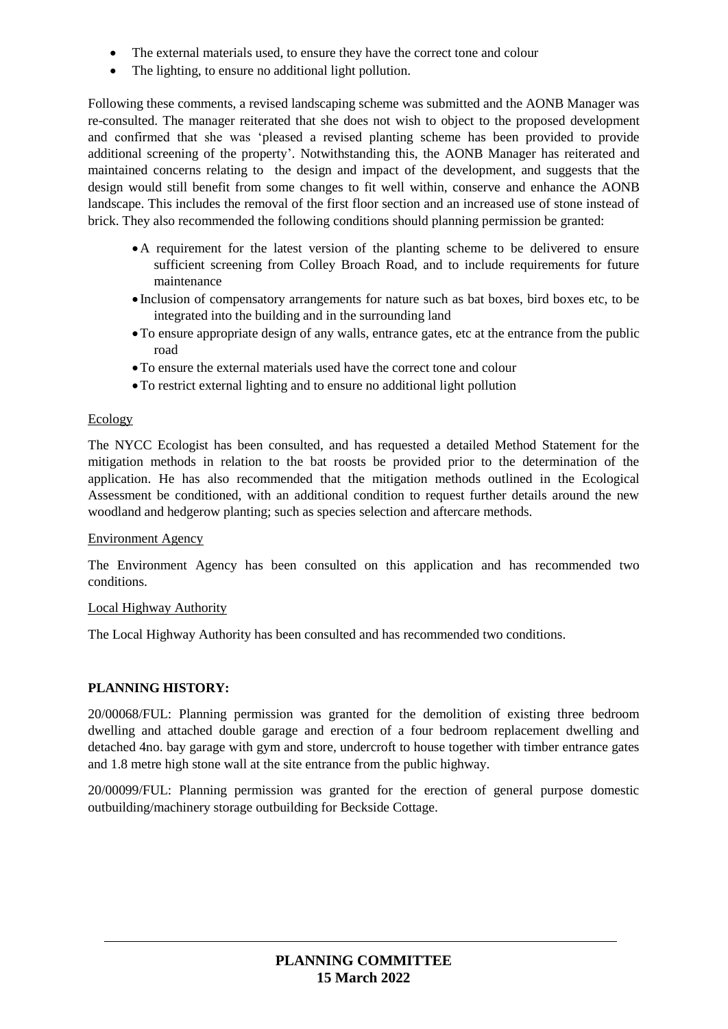- The external materials used, to ensure they have the correct tone and colour
- The lighting, to ensure no additional light pollution.

Following these comments, a revised landscaping scheme was submitted and the AONB Manager was re-consulted. The manager reiterated that she does not wish to object to the proposed development and confirmed that she was 'pleased a revised planting scheme has been provided to provide additional screening of the property'. Notwithstanding this, the AONB Manager has reiterated and maintained concerns relating to the design and impact of the development, and suggests that the design would still benefit from some changes to fit well within, conserve and enhance the AONB landscape. This includes the removal of the first floor section and an increased use of stone instead of brick. They also recommended the following conditions should planning permission be granted:

- A requirement for the latest version of the planting scheme to be delivered to ensure sufficient screening from Colley Broach Road, and to include requirements for future maintenance
- Inclusion of compensatory arrangements for nature such as bat boxes, bird boxes etc, to be integrated into the building and in the surrounding land
- To ensure appropriate design of any walls, entrance gates, etc at the entrance from the public road
- To ensure the external materials used have the correct tone and colour
- To restrict external lighting and to ensure no additional light pollution

Ecology

The NYCC Ecologist has been consulted, and has requested a detailed Method Statement for the mitigation methods in relation to the bat roosts be provided prior to the determination of the application. He has also recommended that the mitigation methods outlined in the Ecological Assessment be conditioned, with an additional condition to request further details around the new woodland and hedgerow planting; such as species selection and aftercare methods.

Environment Agency

The Environment Agency has been consulted on this application and has recommended two conditions.

Local Highway Authority

The Local Highway Authority has been consulted and has recommended two conditions.

**PLANNING HISTORY:**

20/00068/FUL: Planning permission was granted for the demolition of existing three bedroom dwelling and attached double garage and erection of a four bedroom replacement dwelling and detached 4no. bay garage with gym and store, undercroft to house together with timber entrance gates and 1.8 metre high stone wall at the site entrance from the public highway.

20/00099/FUL: Planning permission was granted for the erection of general purpose domestic outbuilding/machinery storage outbuilding for Beckside Cottage.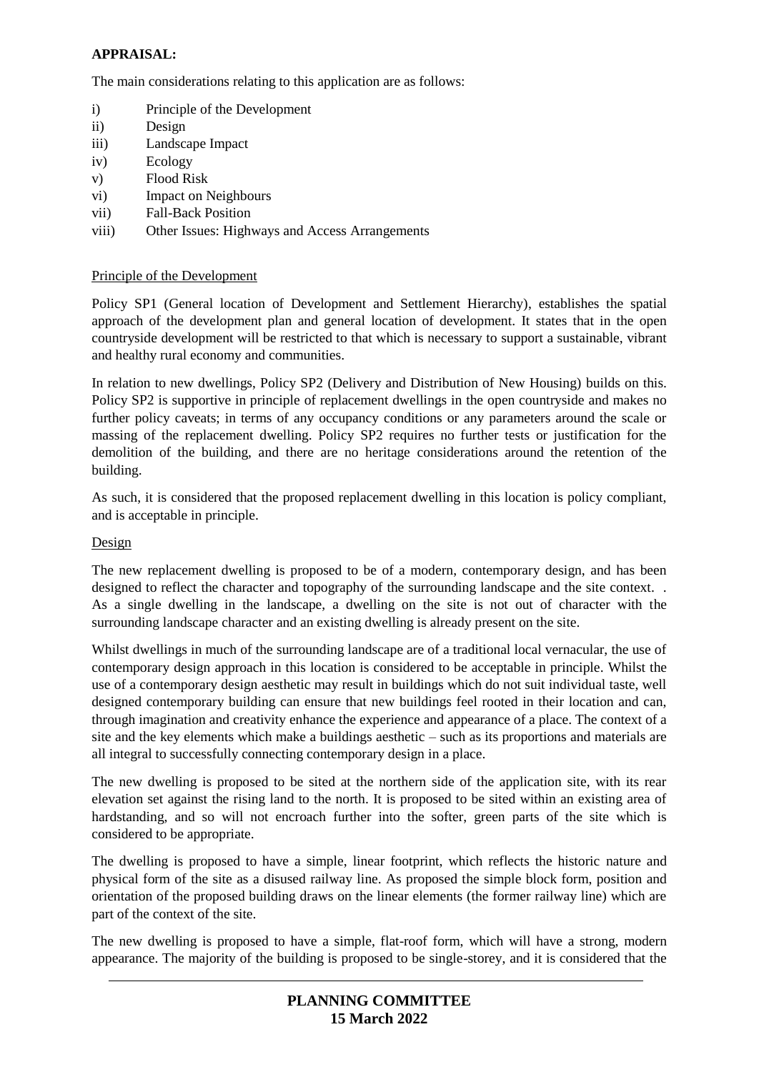**APPRAISAL:**

The main considerations relating to this application are as follows:

i) Principle of the Development
ii) Design
iii) Landscape Impact
iv) Ecology
v) Flood Risk
vi) Impact on Neighbours
vii) Fall-Back Position
viii) Other Issues: Highways and Access Arrangements

Principle of the Development

Policy SP1 (General location of Development and Settlement Hierarchy), establishes the spatial approach of the development plan and general location of development. It states that in the open countryside development will be restricted to that which is necessary to support a sustainable, vibrant and healthy rural economy and communities.

In relation to new dwellings, Policy SP2 (Delivery and Distribution of New Housing) builds on this. Policy SP2 is supportive in principle of replacement dwellings in the open countryside and makes no further policy caveats; in terms of any occupancy conditions or any parameters around the scale or massing of the replacement dwelling. Policy SP2 requires no further tests or justification for the demolition of the building, and there are no heritage considerations around the retention of the building.

As such, it is considered that the proposed replacement dwelling in this location is policy compliant, and is acceptable in principle.

Design

The new replacement dwelling is proposed to be of a modern, contemporary design, and has been designed to reflect the character and topography of the surrounding landscape and the site context. . As a single dwelling in the landscape, a dwelling on the site is not out of character with the surrounding landscape character and an existing dwelling is already present on the site.

Whilst dwellings in much of the surrounding landscape are of a traditional local vernacular, the use of contemporary design approach in this location is considered to be acceptable in principle. Whilst the use of a contemporary design aesthetic may result in buildings which do not suit individual taste, well designed contemporary building can ensure that new buildings feel rooted in their location and can, through imagination and creativity enhance the experience and appearance of a place. The context of a site and the key elements which make a buildings aesthetic – such as its proportions and materials are all integral to successfully connecting contemporary design in a place.

The new dwelling is proposed to be sited at the northern side of the application site, with its rear elevation set against the rising land to the north. It is proposed to be sited within an existing area of hardstanding, and so will not encroach further into the softer, green parts of the site which is considered to be appropriate.

The dwelling is proposed to have a simple, linear footprint, which reflects the historic nature and physical form of the site as a disused railway line. As proposed the simple block form, position and orientation of the proposed building draws on the linear elements (the former railway line) which are part of the context of the site.

The new dwelling is proposed to have a simple, flat-roof form, which will have a strong, modern appearance. The majority of the building is proposed to be single-storey, and it is considered that the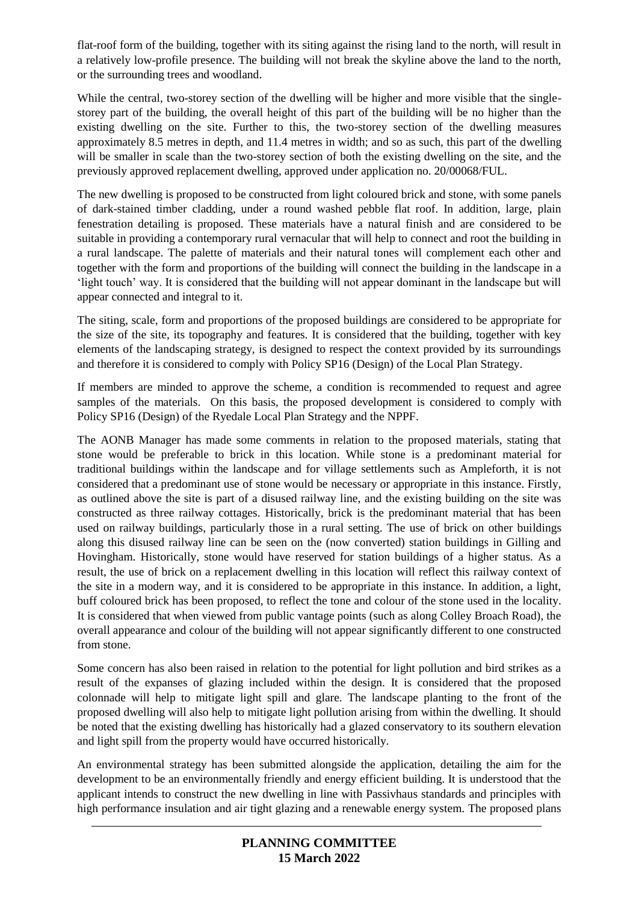flat-roof form of the building, together with its siting against the rising land to the north, will result in a relatively low-profile presence. The building will not break the skyline above the land to the north, or the surrounding trees and woodland.

While the central, two-storey section of the dwelling will be higher and more visible that the single-storey part of the building, the overall height of this part of the building will be no higher than the existing dwelling on the site. Further to this, the two-storey section of the dwelling measures approximately 8.5 metres in depth, and 11.4 metres in width; and so as such, this part of the dwelling will be smaller in scale than the two-storey section of both the existing dwelling on the site, and the previously approved replacement dwelling, approved under application no. 20/00068/FUL.

The new dwelling is proposed to be constructed from light coloured brick and stone, with some panels of dark-stained timber cladding, under a round washed pebble flat roof. In addition, large, plain fenestration detailing is proposed. These materials have a natural finish and are considered to be suitable in providing a contemporary rural vernacular that will help to connect and root the building in a rural landscape. The palette of materials and their natural tones will complement each other and together with the form and proportions of the building will connect the building in the landscape in a 'light touch' way. It is considered that the building will not appear dominant in the landscape but will appear connected and integral to it.

The siting, scale, form and proportions of the proposed buildings are considered to be appropriate for the size of the site, its topography and features. It is considered that the building, together with key elements of the landscaping strategy, is designed to respect the context provided by its surroundings and therefore it is considered to comply with Policy SP16 (Design) of the Local Plan Strategy.

If members are minded to approve the scheme, a condition is recommended to request and agree samples of the materials. On this basis, the proposed development is considered to comply with Policy SP16 (Design) of the Ryedale Local Plan Strategy and the NPPF.

The AONB Manager has made some comments in relation to the proposed materials, stating that stone would be preferable to brick in this location. While stone is a predominant material for traditional buildings within the landscape and for village settlements such as Ampleforth, it is not considered that a predominant use of stone would be necessary or appropriate in this instance. Firstly, as outlined above the site is part of a disused railway line, and the existing building on the site was constructed as three railway cottages. Historically, brick is the predominant material that has been used on railway buildings, particularly those in a rural setting. The use of brick on other buildings along this disused railway line can be seen on the (now converted) station buildings in Gilling and Hovingham. Historically, stone would have reserved for station buildings of a higher status. As a result, the use of brick on a replacement dwelling in this location will reflect this railway context of the site in a modern way, and it is considered to be appropriate in this instance. In addition, a light, buff coloured brick has been proposed, to reflect the tone and colour of the stone used in the locality. It is considered that when viewed from public vantage points (such as along Colley Broach Road), the overall appearance and colour of the building will not appear significantly different to one constructed from stone.

Some concern has also been raised in relation to the potential for light pollution and bird strikes as a result of the expanses of glazing included within the design. It is considered that the proposed colonnade will help to mitigate light spill and glare. The landscape planting to the front of the proposed dwelling will also help to mitigate light pollution arising from within the dwelling. It should be noted that the existing dwelling has historically had a glazed conservatory to its southern elevation and light spill from the property would have occurred historically.

An environmental strategy has been submitted alongside the application, detailing the aim for the development to be an environmentally friendly and energy efficient building. It is understood that the applicant intends to construct the new dwelling in line with Passivhaus standards and principles with high performance insulation and air tight glazing and a renewable energy system. The proposed plans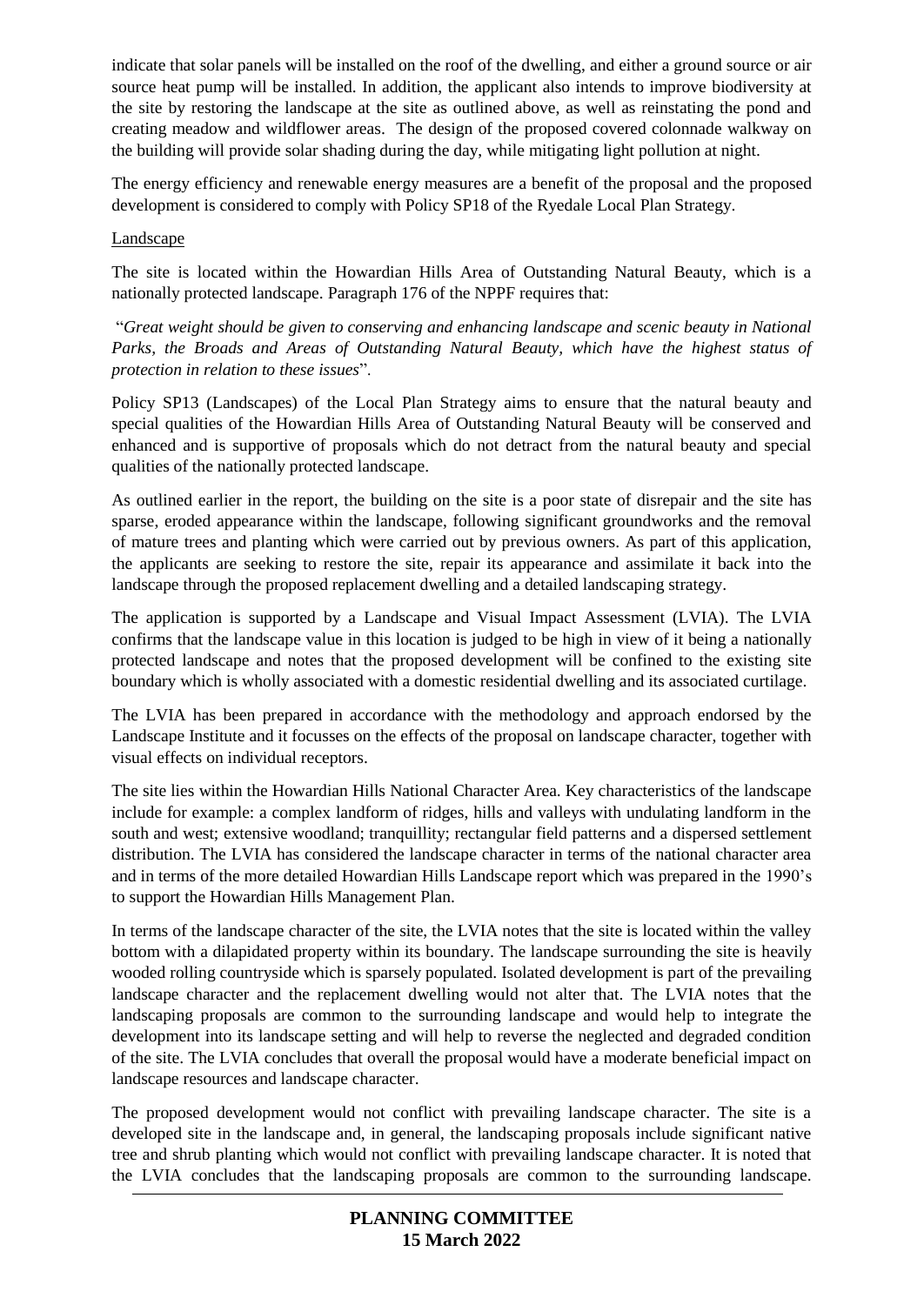indicate that solar panels will be installed on the roof of the dwelling, and either a ground source or air source heat pump will be installed. In addition, the applicant also intends to improve biodiversity at the site by restoring the landscape at the site as outlined above, as well as reinstating the pond and creating meadow and wildflower areas. The design of the proposed covered colonnade walkway on the building will provide solar shading during the day, while mitigating light pollution at night.

The energy efficiency and renewable energy measures are a benefit of the proposal and the proposed development is considered to comply with Policy SP18 of the Ryedale Local Plan Strategy.

Landscape

The site is located within the Howardian Hills Area of Outstanding Natural Beauty, which is a nationally protected landscape. Paragraph 176 of the NPPF requires that:

"*Great weight should be given to conserving and enhancing landscape and scenic beauty in National Parks, the Broads and Areas of Outstanding Natural Beauty, which have the highest status of protection in relation to these issues*".

Policy SP13 (Landscapes) of the Local Plan Strategy aims to ensure that the natural beauty and special qualities of the Howardian Hills Area of Outstanding Natural Beauty will be conserved and enhanced and is supportive of proposals which do not detract from the natural beauty and special qualities of the nationally protected landscape.

As outlined earlier in the report, the building on the site is a poor state of disrepair and the site has sparse, eroded appearance within the landscape, following significant groundworks and the removal of mature trees and planting which were carried out by previous owners. As part of this application, the applicants are seeking to restore the site, repair its appearance and assimilate it back into the landscape through the proposed replacement dwelling and a detailed landscaping strategy.

The application is supported by a Landscape and Visual Impact Assessment (LVIA). The LVIA confirms that the landscape value in this location is judged to be high in view of it being a nationally protected landscape and notes that the proposed development will be confined to the existing site boundary which is wholly associated with a domestic residential dwelling and its associated curtilage.

The LVIA has been prepared in accordance with the methodology and approach endorsed by the Landscape Institute and it focusses on the effects of the proposal on landscape character, together with visual effects on individual receptors.

The site lies within the Howardian Hills National Character Area. Key characteristics of the landscape include for example: a complex landform of ridges, hills and valleys with undulating landform in the south and west; extensive woodland; tranquillity; rectangular field patterns and a dispersed settlement distribution. The LVIA has considered the landscape character in terms of the national character area and in terms of the more detailed Howardian Hills Landscape report which was prepared in the 1990's to support the Howardian Hills Management Plan.

In terms of the landscape character of the site, the LVIA notes that the site is located within the valley bottom with a dilapidated property within its boundary. The landscape surrounding the site is heavily wooded rolling countryside which is sparsely populated. Isolated development is part of the prevailing landscape character and the replacement dwelling would not alter that. The LVIA notes that the landscaping proposals are common to the surrounding landscape and would help to integrate the development into its landscape setting and will help to reverse the neglected and degraded condition of the site. The LVIA concludes that overall the proposal would have a moderate beneficial impact on landscape resources and landscape character.

The proposed development would not conflict with prevailing landscape character. The site is a developed site in the landscape and, in general, the landscaping proposals include significant native tree and shrub planting which would not conflict with prevailing landscape character. It is noted that the LVIA concludes that the landscaping proposals are common to the surrounding landscape.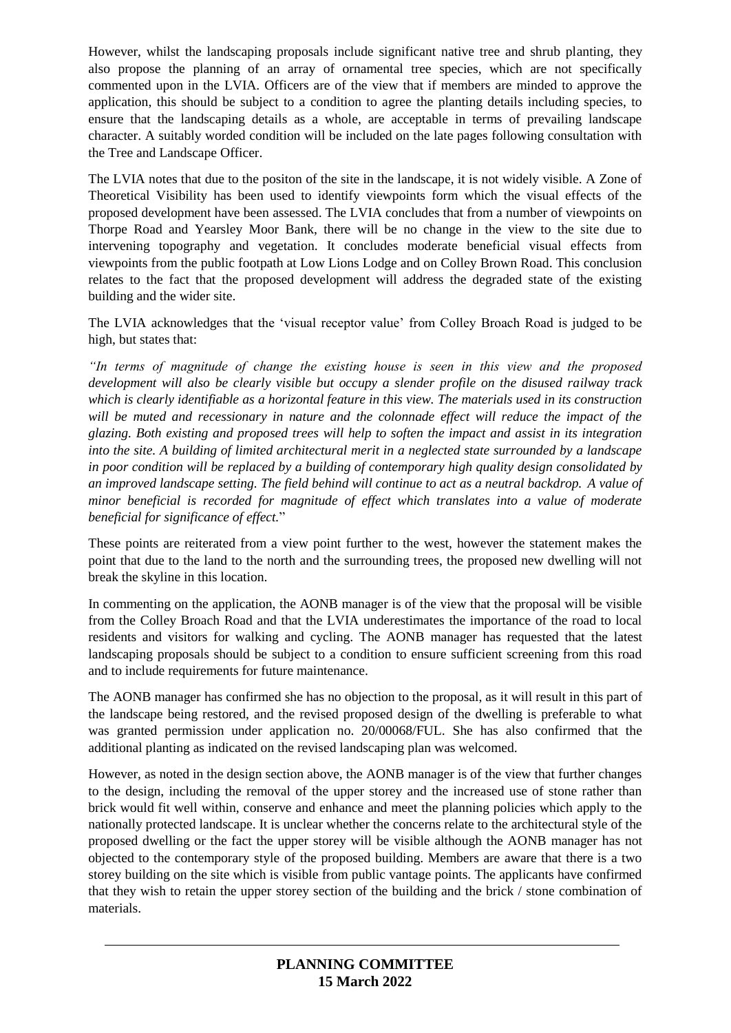However, whilst the landscaping proposals include significant native tree and shrub planting, they also propose the planning of an array of ornamental tree species, which are not specifically commented upon in the LVIA. Officers are of the view that if members are minded to approve the application, this should be subject to a condition to agree the planting details including species, to ensure that the landscaping details as a whole, are acceptable in terms of prevailing landscape character. A suitably worded condition will be included on the late pages following consultation with the Tree and Landscape Officer.

The LVIA notes that due to the positon of the site in the landscape, it is not widely visible. A Zone of Theoretical Visibility has been used to identify viewpoints form which the visual effects of the proposed development have been assessed. The LVIA concludes that from a number of viewpoints on Thorpe Road and Yearsley Moor Bank, there will be no change in the view to the site due to intervening topography and vegetation. It concludes moderate beneficial visual effects from viewpoints from the public footpath at Low Lions Lodge and on Colley Brown Road. This conclusion relates to the fact that the proposed development will address the degraded state of the existing building and the wider site.

The LVIA acknowledges that the 'visual receptor value' from Colley Broach Road is judged to be high, but states that:

*"In terms of magnitude of change the existing house is seen in this view and the proposed development will also be clearly visible but occupy a slender profile on the disused railway track which is clearly identifiable as a horizontal feature in this view. The materials used in its construction will be muted and recessionary in nature and the colonnade effect will reduce the impact of the glazing. Both existing and proposed trees will help to soften the impact and assist in its integration into the site. A building of limited architectural merit in a neglected state surrounded by a landscape in poor condition will be replaced by a building of contemporary high quality design consolidated by an improved landscape setting. The field behind will continue to act as a neutral backdrop. A value of minor beneficial is recorded for magnitude of effect which translates into a value of moderate beneficial for significance of effect.*"

These points are reiterated from a view point further to the west, however the statement makes the point that due to the land to the north and the surrounding trees, the proposed new dwelling will not break the skyline in this location.

In commenting on the application, the AONB manager is of the view that the proposal will be visible from the Colley Broach Road and that the LVIA underestimates the importance of the road to local residents and visitors for walking and cycling. The AONB manager has requested that the latest landscaping proposals should be subject to a condition to ensure sufficient screening from this road and to include requirements for future maintenance.

The AONB manager has confirmed she has no objection to the proposal, as it will result in this part of the landscape being restored, and the revised proposed design of the dwelling is preferable to what was granted permission under application no. 20/00068/FUL. She has also confirmed that the additional planting as indicated on the revised landscaping plan was welcomed.

However, as noted in the design section above, the AONB manager is of the view that further changes to the design, including the removal of the upper storey and the increased use of stone rather than brick would fit well within, conserve and enhance and meet the planning policies which apply to the nationally protected landscape. It is unclear whether the concerns relate to the architectural style of the proposed dwelling or the fact the upper storey will be visible although the AONB manager has not objected to the contemporary style of the proposed building. Members are aware that there is a two storey building on the site which is visible from public vantage points. The applicants have confirmed that they wish to retain the upper storey section of the building and the brick / stone combination of materials.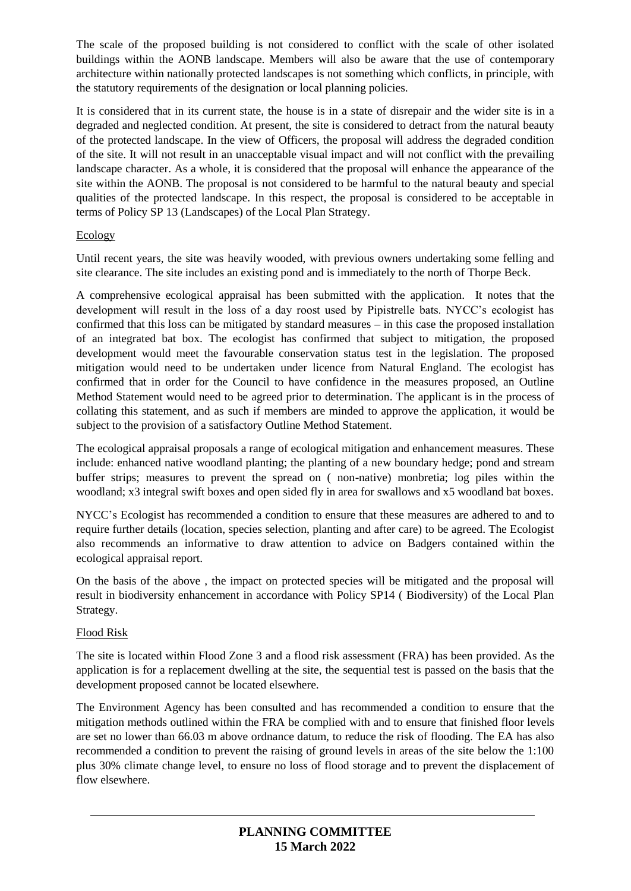The scale of the proposed building is not considered to conflict with the scale of other isolated buildings within the AONB landscape. Members will also be aware that the use of contemporary architecture within nationally protected landscapes is not something which conflicts, in principle, with the statutory requirements of the designation or local planning policies.

It is considered that in its current state, the house is in a state of disrepair and the wider site is in a degraded and neglected condition. At present, the site is considered to detract from the natural beauty of the protected landscape. In the view of Officers, the proposal will address the degraded condition of the site. It will not result in an unacceptable visual impact and will not conflict with the prevailing landscape character. As a whole, it is considered that the proposal will enhance the appearance of the site within the AONB. The proposal is not considered to be harmful to the natural beauty and special qualities of the protected landscape. In this respect, the proposal is considered to be acceptable in terms of Policy SP 13 (Landscapes) of the Local Plan Strategy.

Ecology

Until recent years, the site was heavily wooded, with previous owners undertaking some felling and site clearance. The site includes an existing pond and is immediately to the north of Thorpe Beck.

A comprehensive ecological appraisal has been submitted with the application. It notes that the development will result in the loss of a day roost used by Pipistrelle bats. NYCC's ecologist has confirmed that this loss can be mitigated by standard measures – in this case the proposed installation of an integrated bat box. The ecologist has confirmed that subject to mitigation, the proposed development would meet the favourable conservation status test in the legislation. The proposed mitigation would need to be undertaken under licence from Natural England. The ecologist has confirmed that in order for the Council to have confidence in the measures proposed, an Outline Method Statement would need to be agreed prior to determination. The applicant is in the process of collating this statement, and as such if members are minded to approve the application, it would be subject to the provision of a satisfactory Outline Method Statement.

The ecological appraisal proposals a range of ecological mitigation and enhancement measures. These include: enhanced native woodland planting; the planting of a new boundary hedge; pond and stream buffer strips; measures to prevent the spread on ( non-native) monbretia; log piles within the woodland; x3 integral swift boxes and open sided fly in area for swallows and x5 woodland bat boxes.

NYCC's Ecologist has recommended a condition to ensure that these measures are adhered to and to require further details (location, species selection, planting and after care) to be agreed. The Ecologist also recommends an informative to draw attention to advice on Badgers contained within the ecological appraisal report.

On the basis of the above , the impact on protected species will be mitigated and the proposal will result in biodiversity enhancement in accordance with Policy SP14 ( Biodiversity) of the Local Plan Strategy.

Flood Risk

The site is located within Flood Zone 3 and a flood risk assessment (FRA) has been provided. As the application is for a replacement dwelling at the site, the sequential test is passed on the basis that the development proposed cannot be located elsewhere.

The Environment Agency has been consulted and has recommended a condition to ensure that the mitigation methods outlined within the FRA be complied with and to ensure that finished floor levels are set no lower than 66.03 m above ordnance datum, to reduce the risk of flooding. The EA has also recommended a condition to prevent the raising of ground levels in areas of the site below the 1:100 plus 30% climate change level, to ensure no loss of flood storage and to prevent the displacement of flow elsewhere.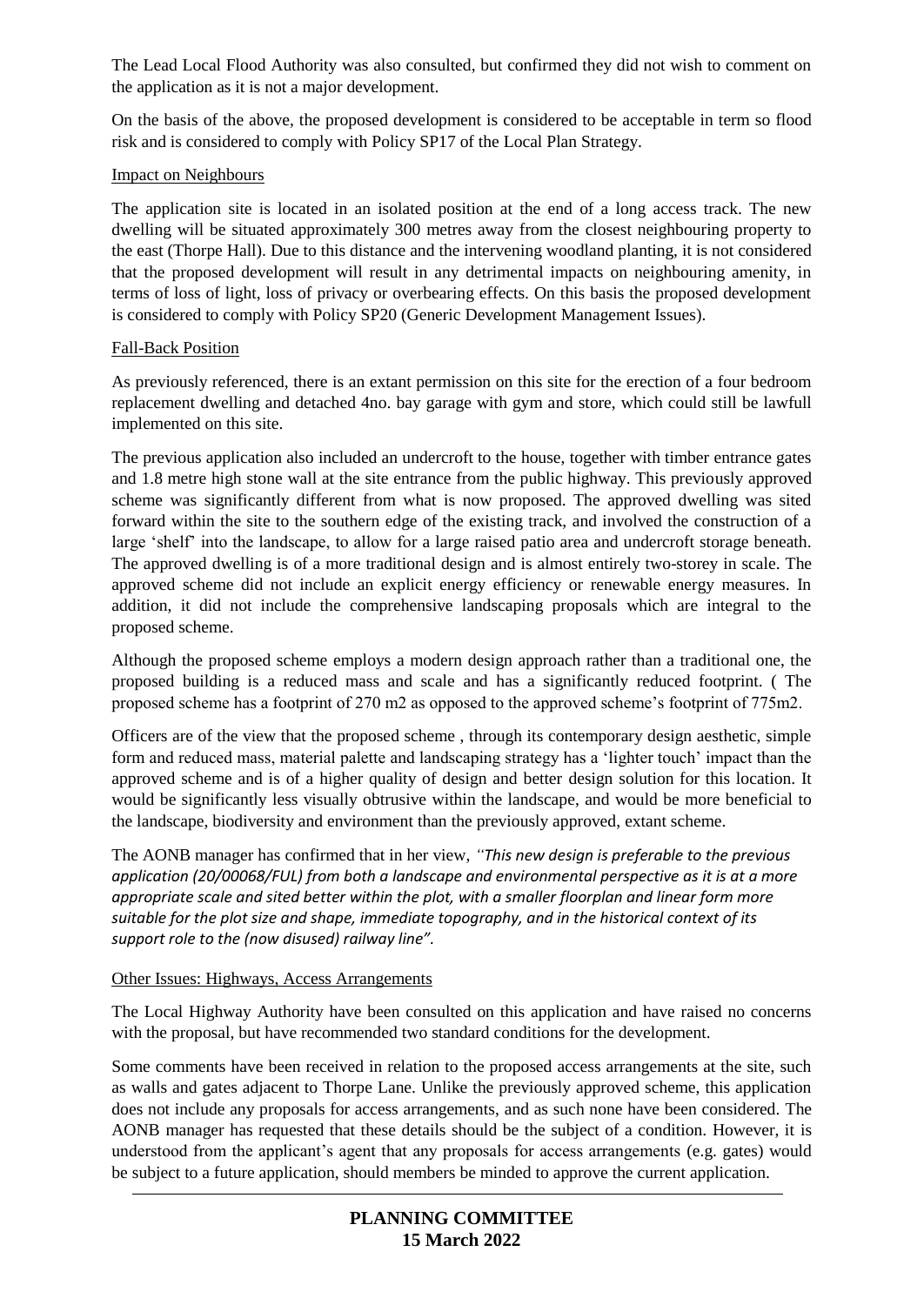The Lead Local Flood Authority was also consulted, but confirmed they did not wish to comment on the application as it is not a major development.

On the basis of the above, the proposed development is considered to be acceptable in term so flood risk and is considered to comply with Policy SP17 of the Local Plan Strategy.

### Impact on Neighbours

The application site is located in an isolated position at the end of a long access track. The new dwelling will be situated approximately 300 metres away from the closest neighbouring property to the east (Thorpe Hall). Due to this distance and the intervening woodland planting, it is not considered that the proposed development will result in any detrimental impacts on neighbouring amenity, in terms of loss of light, loss of privacy or overbearing effects. On this basis the proposed development is considered to comply with Policy SP20 (Generic Development Management Issues).

### Fall-Back Position

As previously referenced, there is an extant permission on this site for the erection of a four bedroom replacement dwelling and detached 4no. bay garage with gym and store, which could still be lawfull implemented on this site.

The previous application also included an undercroft to the house, together with timber entrance gates and 1.8 metre high stone wall at the site entrance from the public highway. This previously approved scheme was significantly different from what is now proposed. The approved dwelling was sited forward within the site to the southern edge of the existing track, and involved the construction of a large 'shelf' into the landscape, to allow for a large raised patio area and undercroft storage beneath. The approved dwelling is of a more traditional design and is almost entirely two-storey in scale. The approved scheme did not include an explicit energy efficiency or renewable energy measures. In addition, it did not include the comprehensive landscaping proposals which are integral to the proposed scheme.

Although the proposed scheme employs a modern design approach rather than a traditional one, the proposed building is a reduced mass and scale and has a significantly reduced footprint. ( The proposed scheme has a footprint of 270 m2 as opposed to the approved scheme's footprint of 775m2.

Officers are of the view that the proposed scheme , through its contemporary design aesthetic, simple form and reduced mass, material palette and landscaping strategy has a 'lighter touch' impact than the approved scheme and is of a higher quality of design and better design solution for this location. It would be significantly less visually obtrusive within the landscape, and would be more beneficial to the landscape, biodiversity and environment than the previously approved, extant scheme.

The AONB manager has confirmed that in her view, *"This new design is preferable to the previous application (20/00068/FUL) from both a landscape and environmental perspective as it is at a more appropriate scale and sited better within the plot, with a smaller floorplan and linear form more suitable for the plot size and shape, immediate topography, and in the historical context of its support role to the (now disused) railway line".*

### Other Issues: Highways, Access Arrangements

The Local Highway Authority have been consulted on this application and have raised no concerns with the proposal, but have recommended two standard conditions for the development.

Some comments have been received in relation to the proposed access arrangements at the site, such as walls and gates adjacent to Thorpe Lane. Unlike the previously approved scheme, this application does not include any proposals for access arrangements, and as such none have been considered. The AONB manager has requested that these details should be the subject of a condition. However, it is understood from the applicant's agent that any proposals for access arrangements (e.g. gates) would be subject to a future application, should members be minded to approve the current application.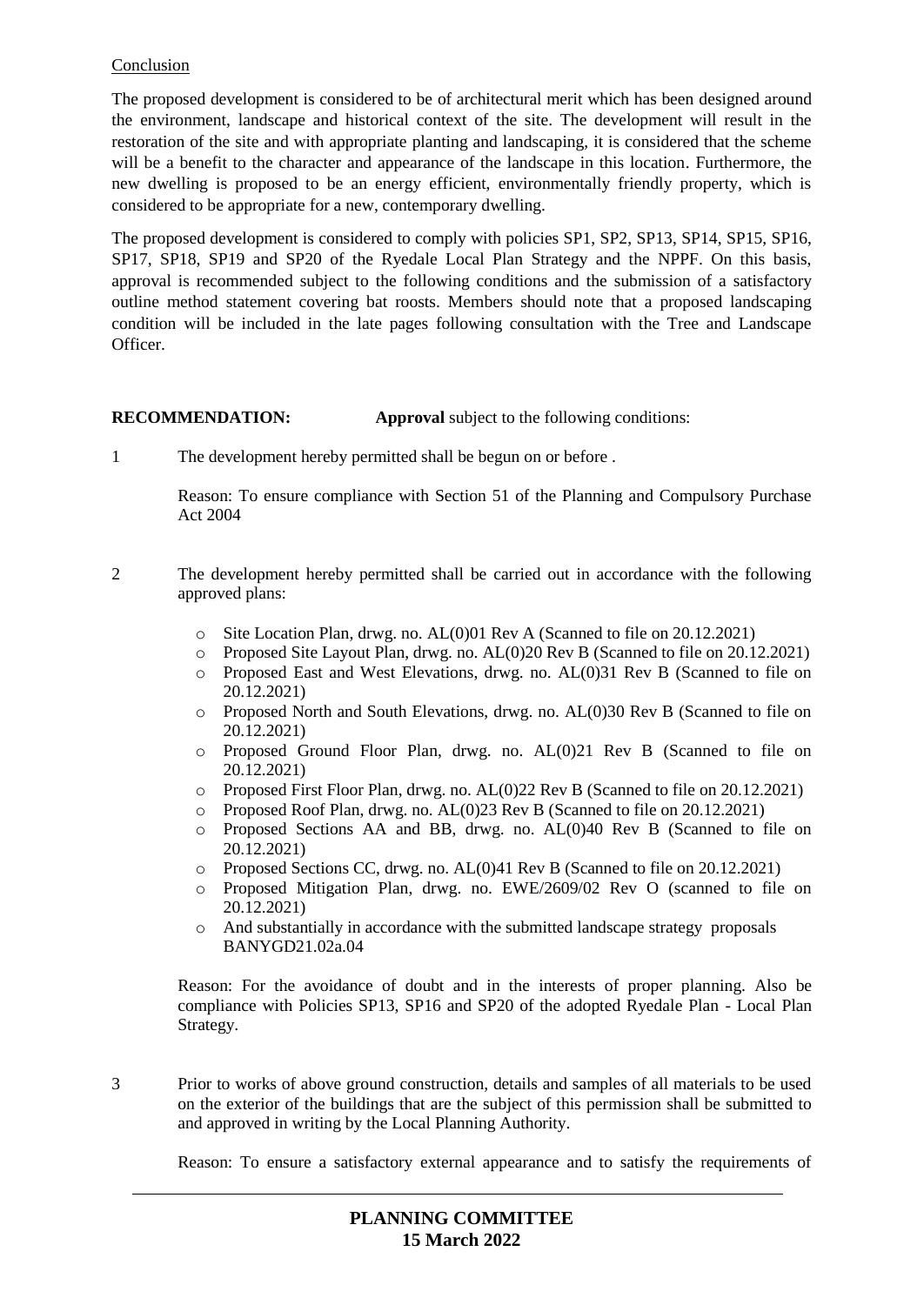Conclusion

The proposed development is considered to be of architectural merit which has been designed around the environment, landscape and historical context of the site. The development will result in the restoration of the site and with appropriate planting and landscaping, it is considered that the scheme will be a benefit to the character and appearance of the landscape in this location. Furthermore, the new dwelling is proposed to be an energy efficient, environmentally friendly property, which is considered to be appropriate for a new, contemporary dwelling.

The proposed development is considered to comply with policies SP1, SP2, SP13, SP14, SP15, SP16, SP17, SP18, SP19 and SP20 of the Ryedale Local Plan Strategy and the NPPF. On this basis, approval is recommended subject to the following conditions and the submission of a satisfactory outline method statement covering bat roosts. Members should note that a proposed landscaping condition will be included in the late pages following consultation with the Tree and Landscape Officer.

**RECOMMENDATION:** **Approval** subject to the following conditions:

1 The development hereby permitted shall be begun on or before .

Reason: To ensure compliance with Section 51 of the Planning and Compulsory Purchase Act 2004

2 The development hereby permitted shall be carried out in accordance with the following approved plans:

- Site Location Plan, drwg. no. AL(0)01 Rev A (Scanned to file on 20.12.2021)
- Proposed Site Layout Plan, drwg. no. AL(0)20 Rev B (Scanned to file on 20.12.2021)
- Proposed East and West Elevations, drwg. no. AL(0)31 Rev B (Scanned to file on 20.12.2021)
- Proposed North and South Elevations, drwg. no. AL(0)30 Rev B (Scanned to file on 20.12.2021)
- Proposed Ground Floor Plan, drwg. no. AL(0)21 Rev B (Scanned to file on 20.12.2021)
- Proposed First Floor Plan, drwg. no. AL(0)22 Rev B (Scanned to file on 20.12.2021)
- Proposed Roof Plan, drwg. no. AL(0)23 Rev B (Scanned to file on 20.12.2021)
- Proposed Sections AA and BB, drwg. no. AL(0)40 Rev B (Scanned to file on 20.12.2021)
- Proposed Sections CC, drwg. no. AL(0)41 Rev B (Scanned to file on 20.12.2021)
- Proposed Mitigation Plan, drwg. no. EWE/2609/02 Rev O (scanned to file on 20.12.2021)
- And substantially in accordance with the submitted landscape strategy proposals BANYGD21.02a.04

Reason: For the avoidance of doubt and in the interests of proper planning. Also be compliance with Policies SP13, SP16 and SP20 of the adopted Ryedale Plan - Local Plan Strategy.

3 Prior to works of above ground construction, details and samples of all materials to be used on the exterior of the buildings that are the subject of this permission shall be submitted to and approved in writing by the Local Planning Authority.

Reason: To ensure a satisfactory external appearance and to satisfy the requirements of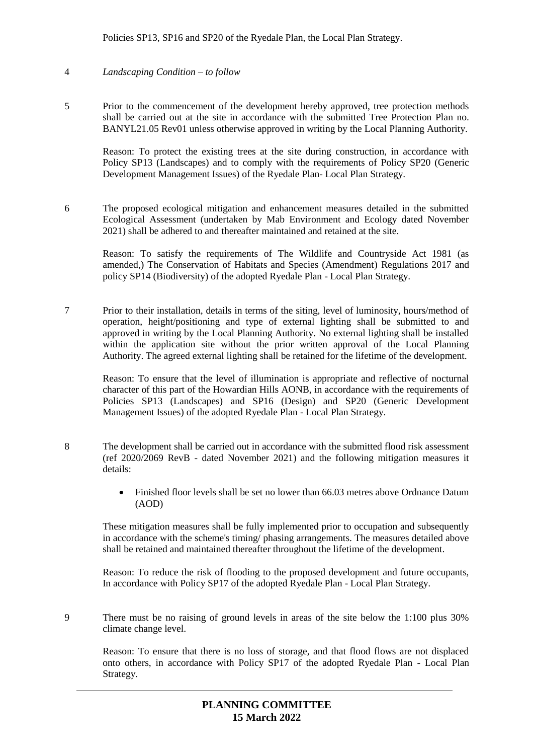Policies SP13, SP16 and SP20 of the Ryedale Plan, the Local Plan Strategy.

4 *Landscaping Condition – to follow*

5 Prior to the commencement of the development hereby approved, tree protection methods shall be carried out at the site in accordance with the submitted Tree Protection Plan no. BANYL21.05 Rev01 unless otherwise approved in writing by the Local Planning Authority.

Reason: To protect the existing trees at the site during construction, in accordance with Policy SP13 (Landscapes) and to comply with the requirements of Policy SP20 (Generic Development Management Issues) of the Ryedale Plan- Local Plan Strategy.

6 The proposed ecological mitigation and enhancement measures detailed in the submitted Ecological Assessment (undertaken by Mab Environment and Ecology dated November 2021) shall be adhered to and thereafter maintained and retained at the site.

Reason: To satisfy the requirements of The Wildlife and Countryside Act 1981 (as amended,) The Conservation of Habitats and Species (Amendment) Regulations 2017 and policy SP14 (Biodiversity) of the adopted Ryedale Plan - Local Plan Strategy.

7 Prior to their installation, details in terms of the siting, level of luminosity, hours/method of operation, height/positioning and type of external lighting shall be submitted to and approved in writing by the Local Planning Authority. No external lighting shall be installed within the application site without the prior written approval of the Local Planning Authority. The agreed external lighting shall be retained for the lifetime of the development.

Reason: To ensure that the level of illumination is appropriate and reflective of nocturnal character of this part of the Howardian Hills AONB, in accordance with the requirements of Policies SP13 (Landscapes) and SP16 (Design) and SP20 (Generic Development Management Issues) of the adopted Ryedale Plan - Local Plan Strategy.

8 The development shall be carried out in accordance with the submitted flood risk assessment (ref 2020/2069 RevB - dated November 2021) and the following mitigation measures it details:

- Finished floor levels shall be set no lower than 66.03 metres above Ordnance Datum (AOD)

These mitigation measures shall be fully implemented prior to occupation and subsequently in accordance with the scheme's timing/ phasing arrangements. The measures detailed above shall be retained and maintained thereafter throughout the lifetime of the development.

Reason: To reduce the risk of flooding to the proposed development and future occupants, In accordance with Policy SP17 of the adopted Ryedale Plan - Local Plan Strategy.

9 There must be no raising of ground levels in areas of the site below the 1:100 plus 30% climate change level.

Reason: To ensure that there is no loss of storage, and that flood flows are not displaced onto others, in accordance with Policy SP17 of the adopted Ryedale Plan - Local Plan Strategy.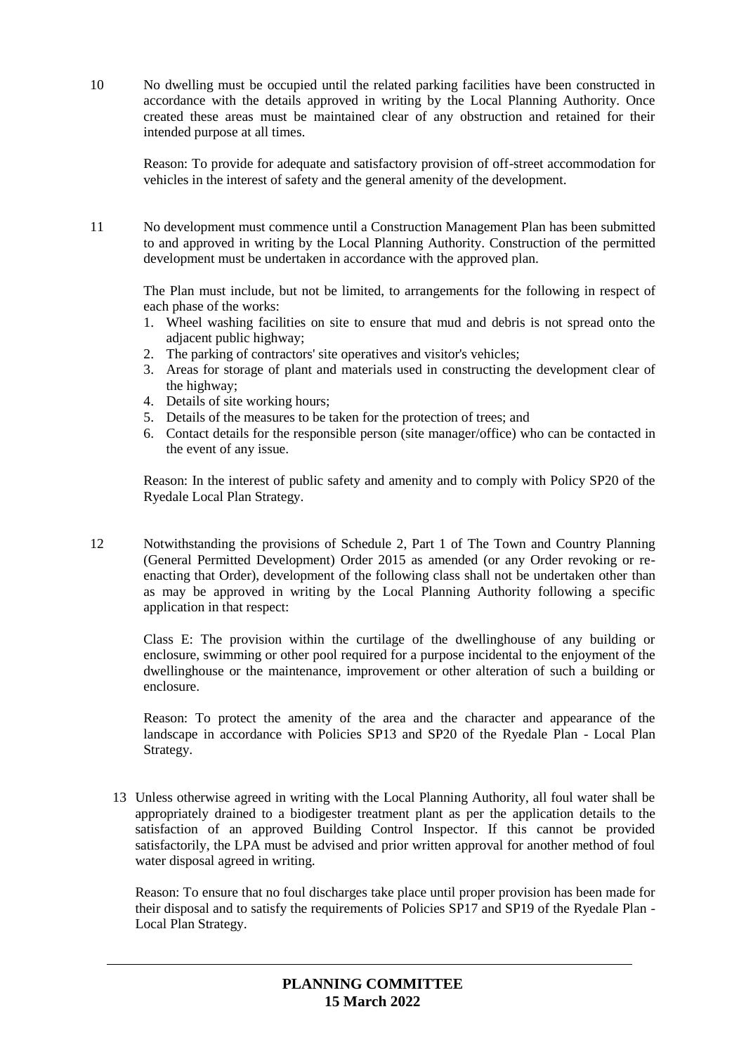10 No dwelling must be occupied until the related parking facilities have been constructed in accordance with the details approved in writing by the Local Planning Authority. Once created these areas must be maintained clear of any obstruction and retained for their intended purpose at all times.

Reason: To provide for adequate and satisfactory provision of off-street accommodation for vehicles in the interest of safety and the general amenity of the development.

11 No development must commence until a Construction Management Plan has been submitted to and approved in writing by the Local Planning Authority. Construction of the permitted development must be undertaken in accordance with the approved plan.

The Plan must include, but not be limited, to arrangements for the following in respect of each phase of the works:

1. Wheel washing facilities on site to ensure that mud and debris is not spread onto the adjacent public highway;
2. The parking of contractors' site operatives and visitor's vehicles;
3. Areas for storage of plant and materials used in constructing the development clear of the highway;
4. Details of site working hours;
5. Details of the measures to be taken for the protection of trees; and
6. Contact details for the responsible person (site manager/office) who can be contacted in the event of any issue.

Reason: In the interest of public safety and amenity and to comply with Policy SP20 of the Ryedale Local Plan Strategy.

12 Notwithstanding the provisions of Schedule 2, Part 1 of The Town and Country Planning (General Permitted Development) Order 2015 as amended (or any Order revoking or re-enacting that Order), development of the following class shall not be undertaken other than as may be approved in writing by the Local Planning Authority following a specific application in that respect:

Class E: The provision within the curtilage of the dwellinghouse of any building or enclosure, swimming or other pool required for a purpose incidental to the enjoyment of the dwellinghouse or the maintenance, improvement or other alteration of such a building or enclosure.

Reason: To protect the amenity of the area and the character and appearance of the landscape in accordance with Policies SP13 and SP20 of the Ryedale Plan - Local Plan Strategy.

13 Unless otherwise agreed in writing with the Local Planning Authority, all foul water shall be appropriately drained to a biodigester treatment plant as per the application details to the satisfaction of an approved Building Control Inspector. If this cannot be provided satisfactorily, the LPA must be advised and prior written approval for another method of foul water disposal agreed in writing.

Reason: To ensure that no foul discharges take place until proper provision has been made for their disposal and to satisfy the requirements of Policies SP17 and SP19 of the Ryedale Plan - Local Plan Strategy.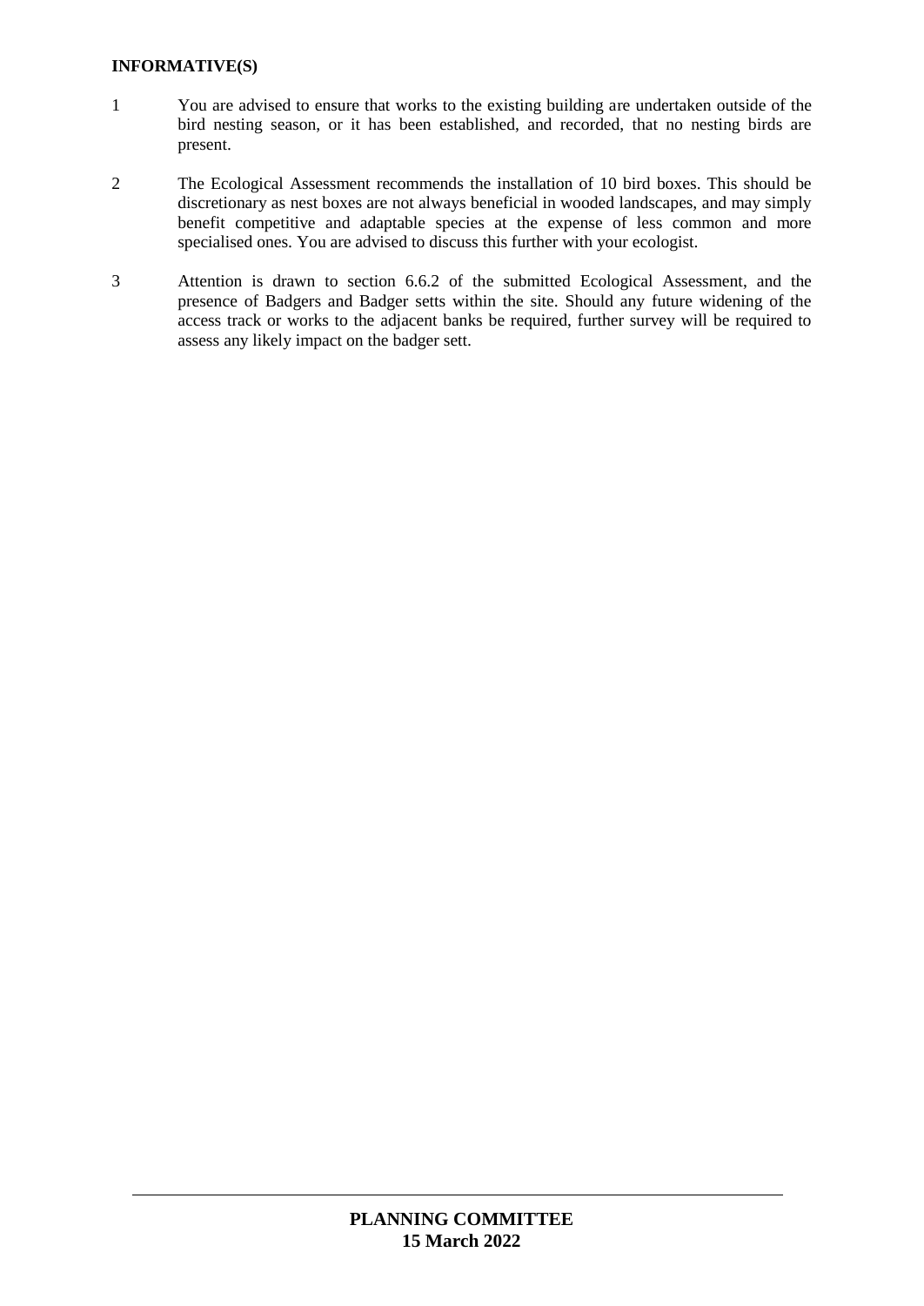**INFORMATIVE(S)**

1 You are advised to ensure that works to the existing building are undertaken outside of the bird nesting season, or it has been established, and recorded, that no nesting birds are present.

2 The Ecological Assessment recommends the installation of 10 bird boxes. This should be discretionary as nest boxes are not always beneficial in wooded landscapes, and may simply benefit competitive and adaptable species at the expense of less common and more specialised ones. You are advised to discuss this further with your ecologist.

3 Attention is drawn to section 6.6.2 of the submitted Ecological Assessment, and the presence of Badgers and Badger setts within the site. Should any future widening of the access track or works to the adjacent banks be required, further survey will be required to assess any likely impact on the badger sett.